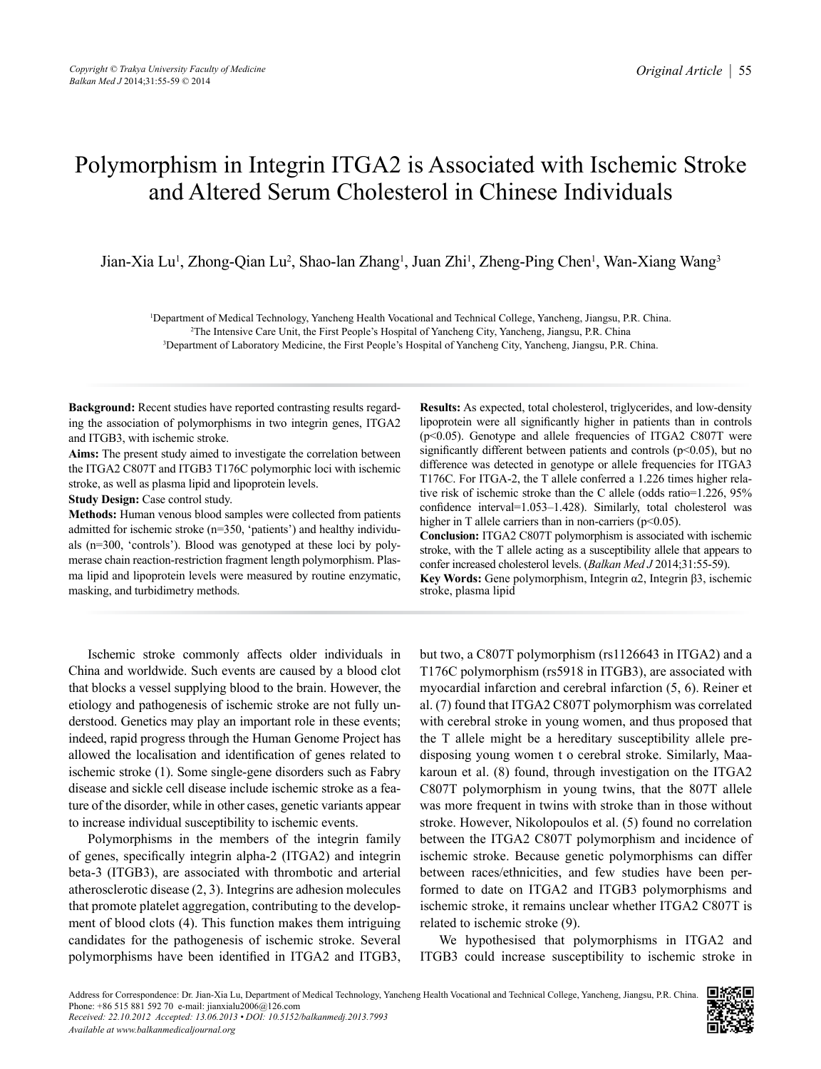# Polymorphism in Integrin ITGA2 is Associated with Ischemic Stroke and Altered Serum Cholesterol in Chinese Individuals

Jian-Xia Lu[1], Zhong-Qian Lu[2], Shao-lan Zhang[1], Juan Zhi[1], Zheng-Ping Chen[1], Wan-Xiang Wang[3]

[1]Department of Medical Technology, Yancheng Health Vocational and Technical College, Yancheng, Jiangsu, P.R. China.
[2]The Intensive Care Unit, the First People's Hospital of Yancheng City, Yancheng, Jiangsu, P.R. China
[3]Department of Laboratory Medicine, the First People's Hospital of Yancheng City, Yancheng, Jiangsu, P.R. China.

**Background:** Recent studies have reported contrasting results regarding the association of polymorphisms in two integrin genes, ITGA2 and ITGB3, with ischemic stroke.

**Aims:** The present study aimed to investigate the correlation between the ITGA2 C807T and ITGB3 T176C polymorphic loci with ischemic stroke, as well as plasma lipid and lipoprotein levels.

**Study Design:** Case control study.

**Methods:** Human venous blood samples were collected from patients admitted for ischemic stroke (n=350, 'patients') and healthy individuals (n=300, 'controls'). Blood was genotyped at these loci by polymerase chain reaction-restriction fragment length polymorphism. Plasma lipid and lipoprotein levels were measured by routine enzymatic, masking, and turbidimetry methods.

**Results:** As expected, total cholesterol, triglycerides, and low-density lipoprotein were all significantly higher in patients than in controls ($p<0.05$). Genotype and allele frequencies of ITGA2 C807T were significantly different between patients and controls ($p<0.05$), but no difference was detected in genotype or allele frequencies for ITGA3 T176C. For ITGA-2, the T allele conferred a 1.226 times higher relative risk of ischemic stroke than the C allele (odds ratio=1.226, 95% confidence interval=1.053–1.428). Similarly, total cholesterol was higher in T allele carriers than in non-carriers ($p<0.05$).

**Conclusion:** ITGA2 C807T polymorphism is associated with ischemic stroke, with the T allele acting as a susceptibility allele that appears to confer increased cholesterol levels. (*Balkan Med J* 2014;31:55-59).

**Key Words:** Gene polymorphism, Integrin α2, Integrin β3, ischemic stroke, plasma lipid

Ischemic stroke commonly affects older individuals in China and worldwide. Such events are caused by a blood clot that blocks a vessel supplying blood to the brain. However, the etiology and pathogenesis of ischemic stroke are not fully understood. Genetics may play an important role in these events; indeed, rapid progress through the Human Genome Project has allowed the localisation and identification of genes related to ischemic stroke (1). Some single-gene disorders such as Fabry disease and sickle cell disease include ischemic stroke as a feature of the disorder, while in other cases, genetic variants appear to increase individual susceptibility to ischemic events.

Polymorphisms in the members of the integrin family of genes, specifically integrin alpha-2 (ITGA2) and integrin beta-3 (ITGB3), are associated with thrombotic and arterial atherosclerotic disease (2, 3). Integrins are adhesion molecules that promote platelet aggregation, contributing to the development of blood clots (4). This function makes them intriguing candidates for the pathogenesis of ischemic stroke. Several polymorphisms have been identified in ITGA2 and ITGB3, but two, a C807T polymorphism (rs1126643 in ITGA2) and a T176C polymorphism (rs5918 in ITGB3), are associated with myocardial infarction and cerebral infarction (5, 6). Reiner et al. (7) found that ITGA2 C807T polymorphism was correlated with cerebral stroke in young women, and thus proposed that the T allele might be a hereditary susceptibility allele predisposing young women t o cerebral stroke. Similarly, Maakaroun et al. (8) found, through investigation on the ITGA2 C807T polymorphism in young twins, that the 807T allele was more frequent in twins with stroke than in those without stroke. However, Nikolopoulos et al. (5) found no correlation between the ITGA2 C807T polymorphism and incidence of ischemic stroke. Because genetic polymorphisms can differ between races/ethnicities, and few studies have been performed to date on ITGA2 and ITGB3 polymorphisms and ischemic stroke, it remains unclear whether ITGA2 C807T is related to ischemic stroke (9).

We hypothesised that polymorphisms in ITGA2 and ITGB3 could increase susceptibility to ischemic stroke in

Address for Correspondence: Dr. Jian-Xia Lu, Department of Medical Technology, Yancheng Health Vocational and Technical College, Yancheng, Jiangsu, P.R. China. Phone: +86 515 881 592 70 e-mail: jianxialu2006@126.com
*Received: 22.10.2012 Accepted: 13.06.2013 • DOI: 10.5152/balkanmedj.2013.7993*
*Available at www.balkanmedicaljournal.org*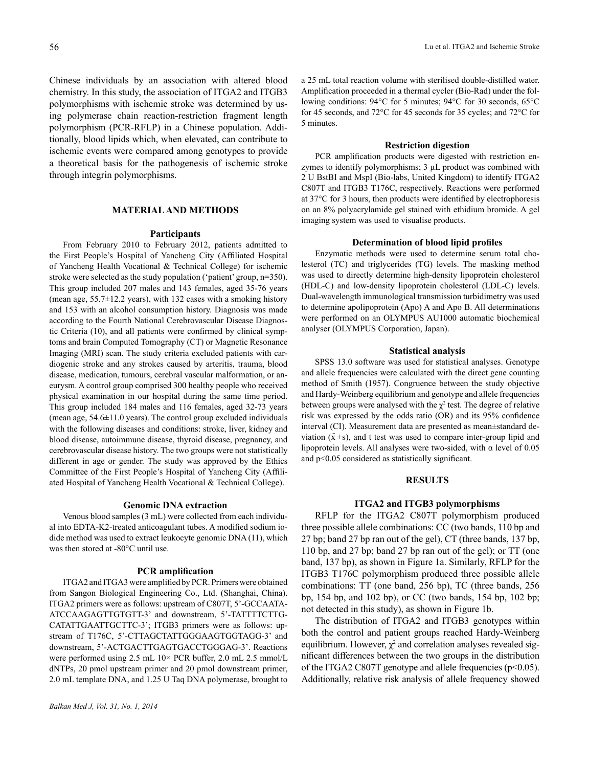Chinese individuals by an association with altered blood chemistry. In this study, the association of ITGA2 and ITGB3 polymorphisms with ischemic stroke was determined by using polymerase chain reaction-restriction fragment length polymorphism (PCR-RFLP) in a Chinese population. Additionally, blood lipids which, when elevated, can contribute to ischemic events were compared among genotypes to provide a theoretical basis for the pathogenesis of ischemic stroke through integrin polymorphisms.

## MATERIAL AND METHODS

### Participants

From February 2010 to February 2012, patients admitted to the First People's Hospital of Yancheng City (Affiliated Hospital of Yancheng Health Vocational & Technical College) for ischemic stroke were selected as the study population ('patient' group, n=350). This group included 207 males and 143 females, aged 35-76 years (mean age, 55.7±12.2 years), with 132 cases with a smoking history and 153 with an alcohol consumption history. Diagnosis was made according to the Fourth National Cerebrovascular Disease Diagnostic Criteria (10), and all patients were confirmed by clinical symptoms and brain Computed Tomography (CT) or Magnetic Resonance Imaging (MRI) scan. The study criteria excluded patients with cardiogenic stroke and any strokes caused by arteritis, trauma, blood disease, medication, tumours, cerebral vascular malformation, or aneurysm. A control group comprised 300 healthy people who received physical examination in our hospital during the same time period. This group included 184 males and 116 females, aged 32-73 years (mean age, 54.6±11.0 years). The control group excluded individuals with the following diseases and conditions: stroke, liver, kidney and blood disease, autoimmune disease, thyroid disease, pregnancy, and cerebrovascular disease history. The two groups were not statistically different in age or gender. The study was approved by the Ethics Committee of the First People's Hospital of Yancheng City (Affiliated Hospital of Yancheng Health Vocational & Technical College).

### Genomic DNA extraction

Venous blood samples (3 mL) were collected from each individual into EDTA-K2-treated anticoagulant tubes. A modified sodium iodide method was used to extract leukocyte genomic DNA (11), which was then stored at -80°C until use.

### PCR amplification

ITGA2 and ITGA3 were amplified by PCR. Primers were obtained from Sangon Biological Engineering Co., Ltd. (Shanghai, China). ITGA2 primers were as follows: upstream of C807T, 5'-GCCAATAATCCAAGAGTTGTGTT-3' and downstream, 5'-TATTTTCTTGCATATTGAATTGCTTC-3'; ITGB3 primers were as follows: upstream of T176C, 5'-CTTAGCTATTGGGAAGTGGTAGG-3' and downstream, 5'-ACTGACTTGAGTGACCTGGGAG-3'. Reactions were performed using 2.5 mL 10× PCR buffer, 2.0 mL 2.5 mmol/L dNTPs, 20 pmol upstream primer and 20 pmol downstream primer, 2.0 mL template DNA, and 1.25 U Taq DNA polymerase, brought to a 25 mL total reaction volume with sterilised double-distilled water. Amplification proceeded in a thermal cycler (Bio-Rad) under the following conditions: 94°C for 5 minutes; 94°C for 30 seconds, 65°C for 45 seconds, and 72°C for 45 seconds for 35 cycles; and 72°C for 5 minutes.

### Restriction digestion

PCR amplification products were digested with restriction enzymes to identify polymorphisms; 3 µL product was combined with 2 U BstBI and MspI (Bio-labs, United Kingdom) to identify ITGA2 C807T and ITGB3 T176C, respectively. Reactions were performed at 37°C for 3 hours, then products were identified by electrophoresis on an 8% polyacrylamide gel stained with ethidium bromide. A gel imaging system was used to visualise products.

### Determination of blood lipid profiles

Enzymatic methods were used to determine serum total cholesterol (TC) and triglycerides (TG) levels. The masking method was used to directly determine high-density lipoprotein cholesterol (HDL-C) and low-density lipoprotein cholesterol (LDL-C) levels. Dual-wavelength immunological transmission turbidimetry was used to determine apolipoprotein (Apo) A and Apo B. All determinations were performed on an OLYMPUS AU1000 automatic biochemical analyser (OLYMPUS Corporation, Japan).

### Statistical analysis

SPSS 13.0 software was used for statistical analyses. Genotype and allele frequencies were calculated with the direct gene counting method of Smith (1957). Congruence between the study objective and Hardy-Weinberg equilibrium and genotype and allele frequencies between groups were analysed with the $\chi^2$ test. The degree of relative risk was expressed by the odds ratio (OR) and its 95% confidence interval (CI). Measurement data are presented as mean±standard deviation ($\bar{x} \pm s$), and t test was used to compare inter-group lipid and lipoprotein levels. All analyses were two-sided, with α level of 0.05 and $p<0.05$ considered as statistically significant.

## RESULTS

### ITGA2 and ITGB3 polymorphisms

RFLP for the ITGA2 C807T polymorphism produced three possible allele combinations: CC (two bands, 110 bp and 27 bp; band 27 bp ran out of the gel), CT (three bands, 137 bp, 110 bp, and 27 bp; band 27 bp ran out of the gel); or TT (one band, 137 bp), as shown in Figure 1a. Similarly, RFLP for the ITGB3 T176C polymorphism produced three possible allele combinations: TT (one band, 256 bp), TC (three bands, 256 bp, 154 bp, and 102 bp), or CC (two bands, 154 bp, 102 bp; not detected in this study), as shown in Figure 1b.

The distribution of ITGA2 and ITGB3 genotypes within both the control and patient groups reached Hardy-Weinberg equilibrium. However, $\chi^2$ and correlation analyses revealed significant differences between the two groups in the distribution of the ITGA2 C807T genotype and allele frequencies ($p<0.05$). Additionally, relative risk analysis of allele frequency showed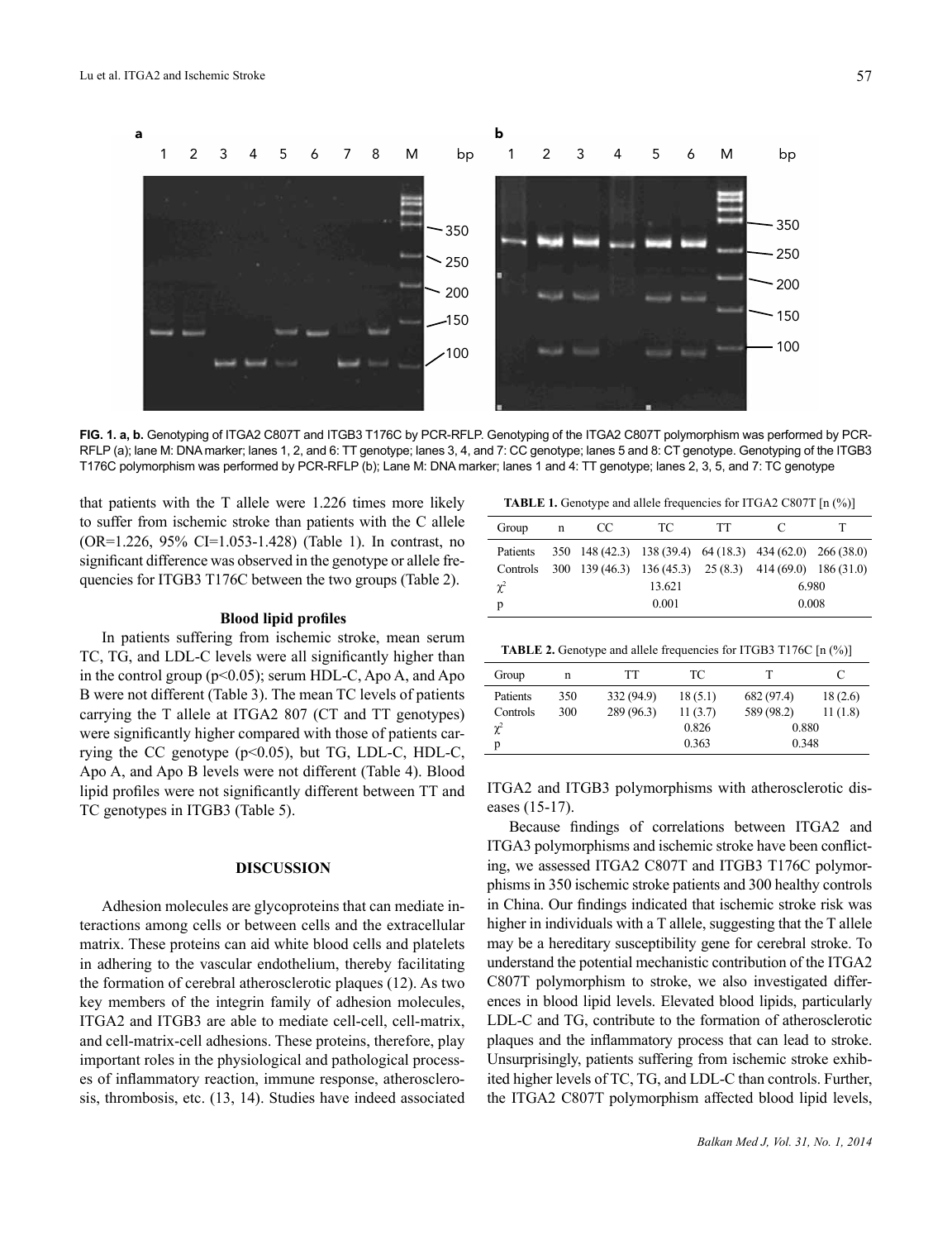FIG. 1. a, b. Genotyping of ITGA2 C807T and ITGB3 T176C by PCR-RFLP. Genotyping of the ITGA2 C807T polymorphism was performed by PCR-RFLP (a); lane M: DNA marker; lanes 1, 2, and 6: TT genotype; lanes 3, 4, and 7: CC genotype; lanes 5 and 8: CT genotype. Genotyping of the ITGB3 T176C polymorphism was performed by PCR-RFLP (b); Lane M: DNA marker; lanes 1 and 4: TT genotype; lanes 2, 3, 5, and 7: TC genotype

that patients with the T allele were 1.226 times more likely to suffer from ischemic stroke than patients with the C allele (OR=1.226, 95% CI=1.053-1.428) (Table 1). In contrast, no significant difference was observed in the genotype or allele frequencies for ITGB3 T176C between the two groups (Table 2).

### Blood lipid profiles

In patients suffering from ischemic stroke, mean serum TC, TG, and LDL-C levels were all significantly higher than in the control group ($p<0.05$); serum HDL-C, Apo A, and Apo B were not different (Table 3). The mean TC levels of patients carrying the T allele at ITGA2 807 (CT and TT genotypes) were significantly higher compared with those of patients carrying the CC genotype ($p<0.05$), but TG, LDL-C, HDL-C, Apo A, and Apo B levels were not different (Table 4). Blood lipid profiles were not significantly different between TT and TC genotypes in ITGB3 (Table 5).

**TABLE 1.** Genotype and allele frequencies for ITGA2 C807T [n (%)]

| Group | n | CC | TC | TT | C | T |
|---|---|---|---|---|---|---|
| Patients | 350 | 148 (42.3) | 138 (39.4) | 64 (18.3) | 434 (62.0) | 266 (38.0) |
| Controls | 300 | 139 (46.3) | 136 (45.3) | 25 (8.3) | 414 (69.0) | 186 (31.0) |
| $\chi^2$ | | | 13.621 | | 6.980 | |
| p | | | 0.001 | | 0.008 | |

**TABLE 2.** Genotype and allele frequencies for ITGB3 T176C [n (%)]

| Group | n | TT | TC | T | C |
|---|---|---|---|---|---|
| Patients | 350 | 332 (94.9) | 18 (5.1) | 682 (97.4) | 18 (2.6) |
| Controls | 300 | 289 (96.3) | 11 (3.7) | 589 (98.2) | 11 (1.8) |
| $\chi^2$ | | | 0.826 | 0.880 | |
| p | | | 0.363 | 0.348 | |

## DISCUSSION

Adhesion molecules are glycoproteins that can mediate interactions among cells or between cells and the extracellular matrix. These proteins can aid white blood cells and platelets in adhering to the vascular endothelium, thereby facilitating the formation of cerebral atherosclerotic plaques (12). As two key members of the integrin family of adhesion molecules, ITGA2 and ITGB3 are able to mediate cell-cell, cell-matrix, and cell-matrix-cell adhesions. These proteins, therefore, play important roles in the physiological and pathological processes of inflammatory reaction, immune response, atherosclerosis, thrombosis, etc. (13, 14). Studies have indeed associated ITGA2 and ITGB3 polymorphisms with atherosclerotic diseases (15-17).

Because findings of correlations between ITGA2 and ITGA3 polymorphisms and ischemic stroke have been conflicting, we assessed ITGA2 C807T and ITGB3 T176C polymorphisms in 350 ischemic stroke patients and 300 healthy controls in China. Our findings indicated that ischemic stroke risk was higher in individuals with a T allele, suggesting that the T allele may be a hereditary susceptibility gene for cerebral stroke. To understand the potential mechanistic contribution of the ITGA2 C807T polymorphism to stroke, we also investigated differences in blood lipid levels. Elevated blood lipids, particularly LDL-C and TG, contribute to the formation of atherosclerotic plaques and the inflammatory process that can lead to stroke. Unsurprisingly, patients suffering from ischemic stroke exhibited higher levels of TC, TG, and LDL-C than controls. Further, the ITGA2 C807T polymorphism affected blood lipid levels,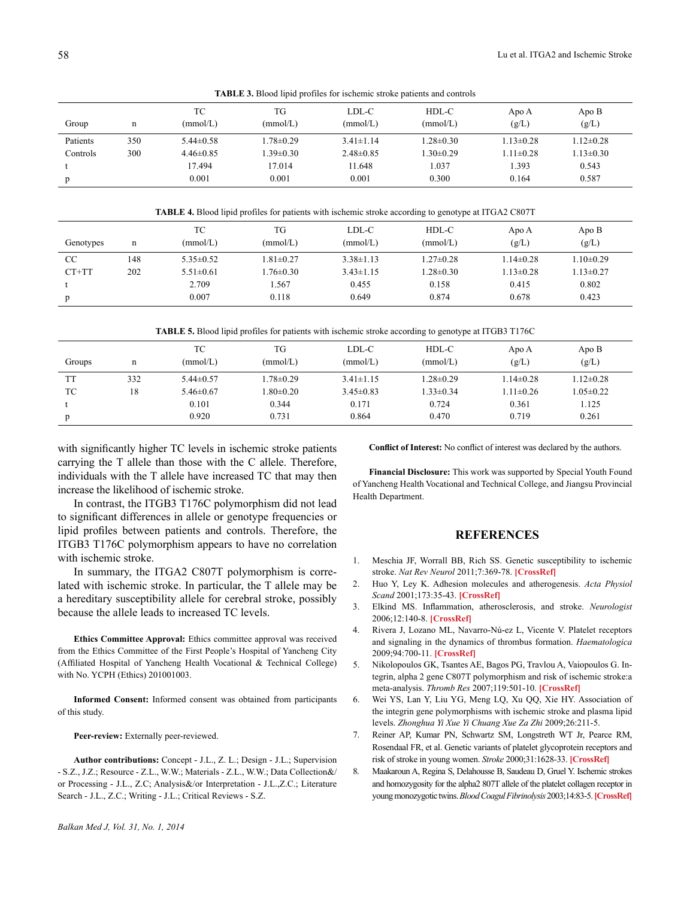**TABLE 3.** Blood lipid profiles for ischemic stroke patients and controls

| Group | n | TC (mmol/L) | TG (mmol/L) | LDL-C (mmol/L) | HDL-C (mmol/L) | Apo A (g/L) | Apo B (g/L) |
|---|---|---|---|---|---|---|---|
| Patients | 350 | 5.44±0.58 | 1.78±0.29 | 3.41±1.14 | 1.28±0.30 | 1.13±0.28 | 1.12±0.28 |
| Controls | 300 | 4.46±0.85 | 1.39±0.30 | 2.48±0.85 | 1.30±0.29 | 1.11±0.28 | 1.13±0.30 |
| t | | 17.494 | 17.014 | 11.648 | 1.037 | 1.393 | 0.543 |
| p | | 0.001 | 0.001 | 0.001 | 0.300 | 0.164 | 0.587 |

**TABLE 4.** Blood lipid profiles for patients with ischemic stroke according to genotype at ITGA2 C807T

| Genotypes | n | TC (mmol/L) | TG (mmol/L) | LDL-C (mmol/L) | HDL-C (mmol/L) | Apo A (g/L) | Apo B (g/L) |
|---|---|---|---|---|---|---|---|
| CC | 148 | 5.35±0.52 | 1.81±0.27 | 3.38±1.13 | 1.27±0.28 | 1.14±0.28 | 1.10±0.29 |
| CT+TT | 202 | 5.51±0.61 | 1.76±0.30 | 3.43±1.15 | 1.28±0.30 | 1.13±0.28 | 1.13±0.27 |
| t | | 2.709 | 1.567 | 0.455 | 0.158 | 0.415 | 0.802 |
| p | | 0.007 | 0.118 | 0.649 | 0.874 | 0.678 | 0.423 |

**TABLE 5.** Blood lipid profiles for patients with ischemic stroke according to genotype at ITGB3 T176C

| Groups | n | TC (mmol/L) | TG (mmol/L) | LDL-C (mmol/L) | HDL-C (mmol/L) | Apo A (g/L) | Apo B (g/L) |
|---|---|---|---|---|---|---|---|
| TT | 332 | 5.44±0.57 | 1.78±0.29 | 3.41±1.15 | 1.28±0.29 | 1.14±0.28 | 1.12±0.28 |
| TC | 18 | 5.46±0.67 | 1.80±0.20 | 3.45±0.83 | 1.33±0.34 | 1.11±0.26 | 1.05±0.22 |
| t | | 0.101 | 0.344 | 0.171 | 0.724 | 0.361 | 1.125 |
| p | | 0.920 | 0.731 | 0.864 | 0.470 | 0.719 | 0.261 |

with significantly higher TC levels in ischemic stroke patients carrying the T allele than those with the C allele. Therefore, individuals with the T allele have increased TC that may then increase the likelihood of ischemic stroke.

In contrast, the ITGB3 T176C polymorphism did not lead to significant differences in allele or genotype frequencies or lipid profiles between patients and controls. Therefore, the ITGB3 T176C polymorphism appears to have no correlation with ischemic stroke.

In summary, the ITGA2 C807T polymorphism is correlated with ischemic stroke. In particular, the T allele may be a hereditary susceptibility allele for cerebral stroke, possibly because the allele leads to increased TC levels.

**Ethics Committee Approval:** Ethics committee approval was received from the Ethics Committee of the First People's Hospital of Yancheng City (Affiliated Hospital of Yancheng Health Vocational & Technical College) with No. YCPH (Ethics) 201001003.

**Informed Consent:** Informed consent was obtained from participants of this study.

**Peer-review:** Externally peer-reviewed.

**Author contributions:** Concept - J.L., Z. L.; Design - J.L.; Supervision - S.Z., J.Z.; Resource - Z.L., W.W.; Materials - Z.L., W.W.; Data Collection&/or Processing - J.L., Z.C; Analysis&/or Interpretation - J.L.,Z.C.; Literature Search - J.L., Z.C.; Writing - J.L.; Critical Reviews - S.Z.

**Conflict of Interest:** No conflict of interest was declared by the authors.

**Financial Disclosure:** This work was supported by Special Youth Found of Yancheng Health Vocational and Technical College, and Jiangsu Provincial Health Department.

## REFERENCES

1. Meschia JF, Worrall BB, Rich SS. Genetic susceptibility to ischemic stroke. *Nat Rev Neurol* 2011;7:369-78. **[CrossRef]**
2. Huo Y, Ley K. Adhesion molecules and atherogenesis. *Acta Physiol Scand* 2001;173:35-43. **[CrossRef]**
3. Elkind MS. Inflammation, atherosclerosis, and stroke. *Neurologist* 2006;12:140-8. **[CrossRef]**
4. Rivera J, Lozano ML, Navarro-Nú-ez L, Vicente V. Platelet receptors and signaling in the dynamics of thrombus formation. *Haematologica* 2009;94:700-11. **[CrossRef]**
5. Nikolopoulos GK, Tsantes AE, Bagos PG, Travlou A, Vaiopoulos G. Integrin, alpha 2 gene C807T polymorphism and risk of ischemic stroke:a meta-analysis. *Thromb Res* 2007;119:501-10. **[CrossRef]**
6. Wei YS, Lan Y, Liu YG, Meng LQ, Xu QQ, Xie HY. Association of the integrin gene polymorphisms with ischemic stroke and plasma lipid levels. *Zhonghua Yi Xue Yi Chuang Xue Za Zhi* 2009;26:211-5.
7. Reiner AP, Kumar PN, Schwartz SM, Longstreth WT Jr, Pearce RM, Rosendaal FR, et al. Genetic variants of platelet glycoprotein receptors and risk of stroke in young women. *Stroke* 2000;31:1628-33. **[CrossRef]**
8. Maakaroun A, Regina S, Delahousse B, Saudeau D, Gruel Y. Ischemic strokes and homozygosity for the alpha2 807T allele of the platelet collagen receptor in young monozygotic twins. *Blood Coagul Fibrinolysis* 2003;14:83-5. **[CrossRef]**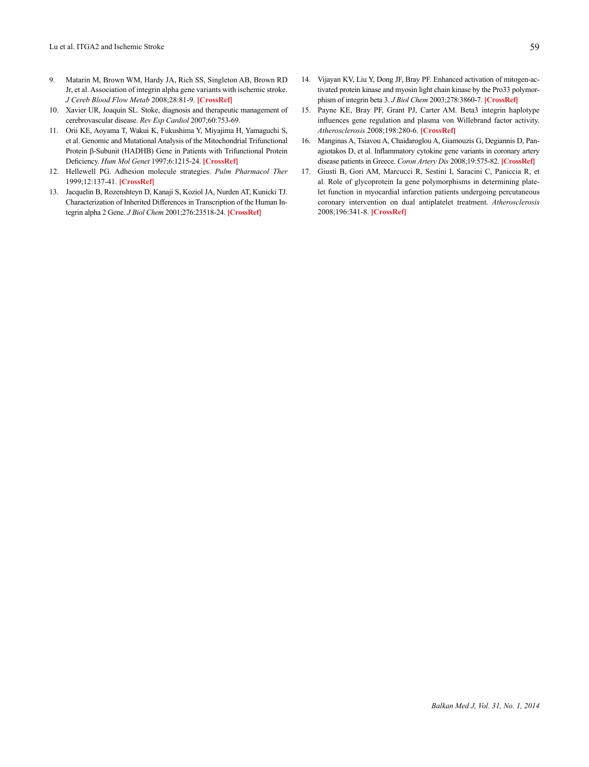9. Matarin M, Brown WM, Hardy JA, Rich SS, Singleton AB, Brown RD Jr, et al. Association of integrin alpha gene variants with ischemic stroke. *J Cereb Blood Flow Metab* 2008;28:81-9. **[CrossRef]**
10. Xavier UR, Joaquín SL. Stoke, diagnosis and therapeutic management of cerebrovascular disease. *Rev Esp Cardiol* 2007;60:753-69.
11. Orii KE, Aoyama T, Wakui K, Fukushima Y, Miyajima H, Yamaguchi S, et al. Genomic and Mutational Analysis of the Mitochondrial Trifunctional Protein β-Subunit (HADHB) Gene in Patients with Trifunctional Protein Deficiency. *Hum Mol Genet* 1997;6:1215-24. **[CrossRef]**
12. Hellewell PG. Adhesion molecule strategies. *Pulm Pharmacol Ther* 1999;12:137-41. **[CrossRef]**
13. Jacquelin B, Rozenshteyn D, Kanaji S, Koziol JA, Nurden AT, Kunicki TJ. Characterization of Inherited Differences in Transcription of the Human Integrin alpha 2 Gene. *J Biol Chem* 2001;276:23518-24. **[CrossRef]**
14. Vijayan KV, Liu Y, Dong JF, Bray PF. Enhanced activation of mitogen-activated protein kinase and myosin light chain kinase by the Pro33 polymorphism of integrin beta 3. *J Biol Chem* 2003;278:3860-7. **[CrossRef]**
15. Payne KE, Bray PF, Grant PJ, Carter AM. Beta3 integrin haplotype influences gene regulation and plasma von Willebrand factor activity. *Atherosclerosis* 2008;198:280-6. **[CrossRef]**
16. Manginas A, Tsiavou A, Chaidaroglou A, Giamouzis G, Degiannis D, Panagiotakos D, et al. Inflammatory cytokine gene variants in coronary artery disease patients in Greece. *Coron Artery Dis* 2008;19:575-82. **[CrossRef]**
17. Giusti B, Gori AM, Marcucci R, Sestini I, Saracini C, Paniccia R, et al. Role of glycoprotein Ia gene polymorphisms in determining platelet function in myocardial infarction patients undergoing percutaneous coronary intervention on dual antiplatelet treatment. *Atherosclerosis* 2008;196:341-8. **[CrossRef]**